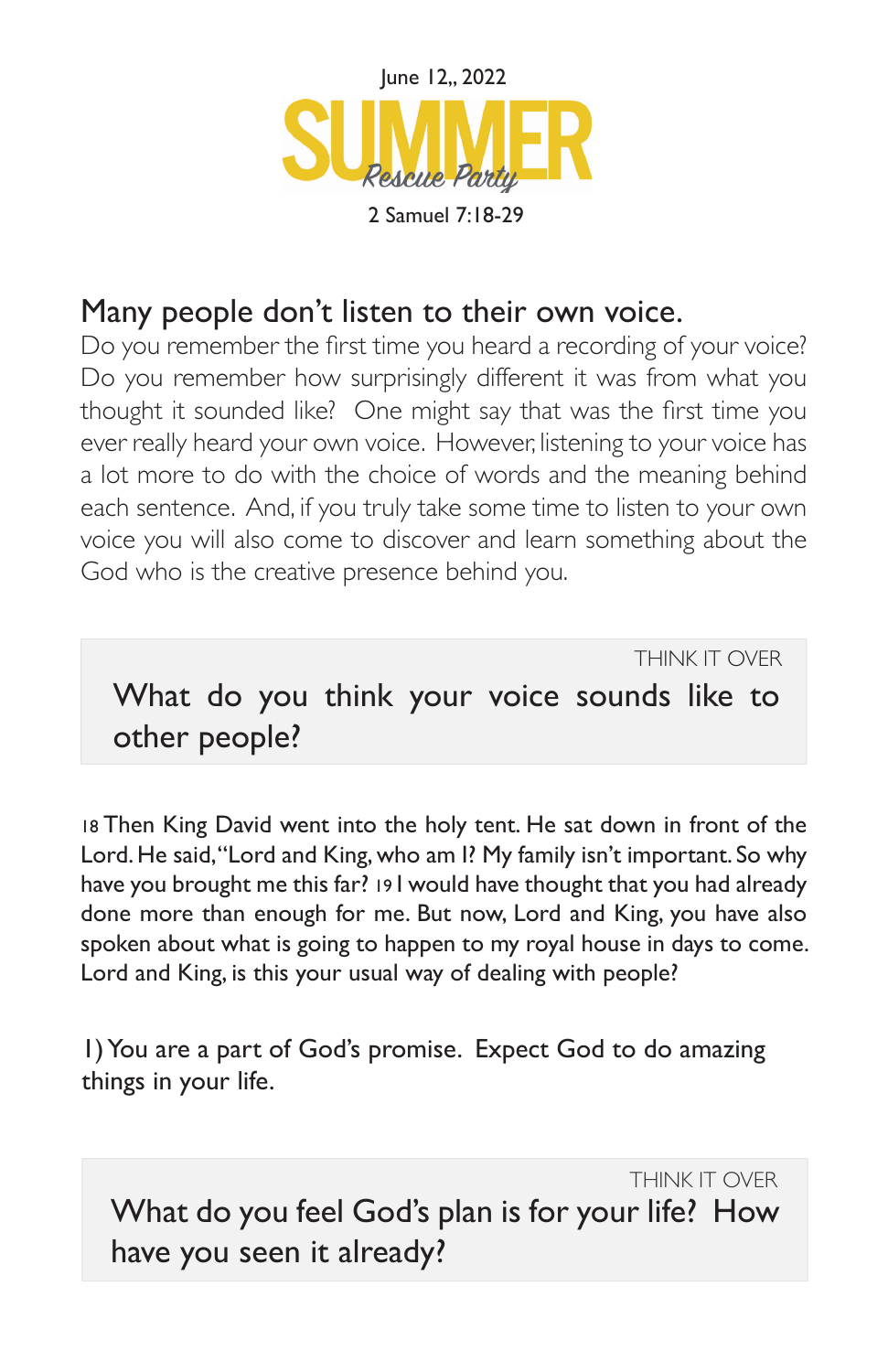June 12,, 2022

# SUMMER
*Rescue Party*

2 Samuel 7:18-29

## Many people don't listen to their own voice.

Do you remember the first time you heard a recording of your voice? Do you remember how surprisingly different it was from what you thought it sounded like? One might say that was the first time you ever really heard your own voice. However, listening to your voice has a lot more to do with the choice of words and the meaning behind each sentence. And, if you truly take some time to listen to your own voice you will also come to discover and learn something about the God who is the creative presence behind you.

> THINK IT OVER
>
> What do you think your voice sounds like to other people?

18 Then King David went into the holy tent. He sat down in front of the Lord. He said, "Lord and King, who am I? My family isn't important. So why have you brought me this far? 19 I would have thought that you had already done more than enough for me. But now, Lord and King, you have also spoken about what is going to happen to my royal house in days to come. Lord and King, is this your usual way of dealing with people?

1) You are a part of God's promise. Expect God to do amazing things in your life.

> THINK IT OVER
>
> What do you feel God's plan is for your life? How have you seen it already?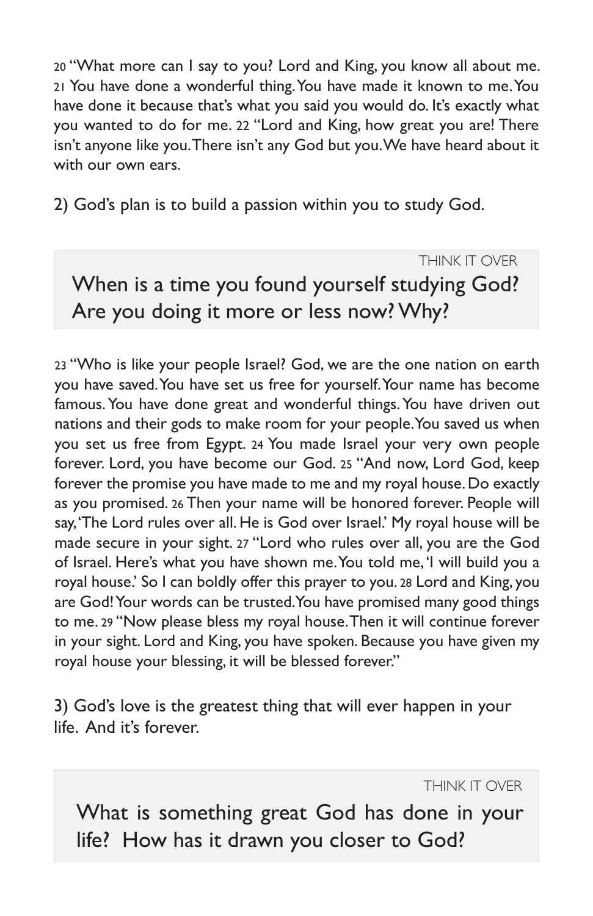20 "What more can I say to you? Lord and King, you know all about me. 21 You have done a wonderful thing. You have made it known to me. You have done it because that's what you said you would do. It's exactly what you wanted to do for me. 22 "Lord and King, how great you are! There isn't anyone like you. There isn't any God but you. We have heard about it with our own ears.

2) God's plan is to build a passion within you to study God.

> THINK IT OVER
>
> When is a time you found yourself studying God? Are you doing it more or less now? Why?

23 "Who is like your people Israel? God, we are the one nation on earth you have saved. You have set us free for yourself. Your name has become famous. You have done great and wonderful things. You have driven out nations and their gods to make room for your people. You saved us when you set us free from Egypt. 24 You made Israel your very own people forever. Lord, you have become our God. 25 "And now, Lord God, keep forever the promise you have made to me and my royal house. Do exactly as you promised. 26 Then your name will be honored forever. People will say, 'The Lord rules over all. He is God over Israel.' My royal house will be made secure in your sight. 27 "Lord who rules over all, you are the God of Israel. Here's what you have shown me. You told me, 'I will build you a royal house.' So I can boldly offer this prayer to you. 28 Lord and King, you are God! Your words can be trusted. You have promised many good things to me. 29 "Now please bless my royal house. Then it will continue forever in your sight. Lord and King, you have spoken. Because you have given my royal house your blessing, it will be blessed forever."

3) God's love is the greatest thing that will ever happen in your life. And it's forever.

> THINK IT OVER
>
> What is something great God has done in your life? How has it drawn you closer to God?